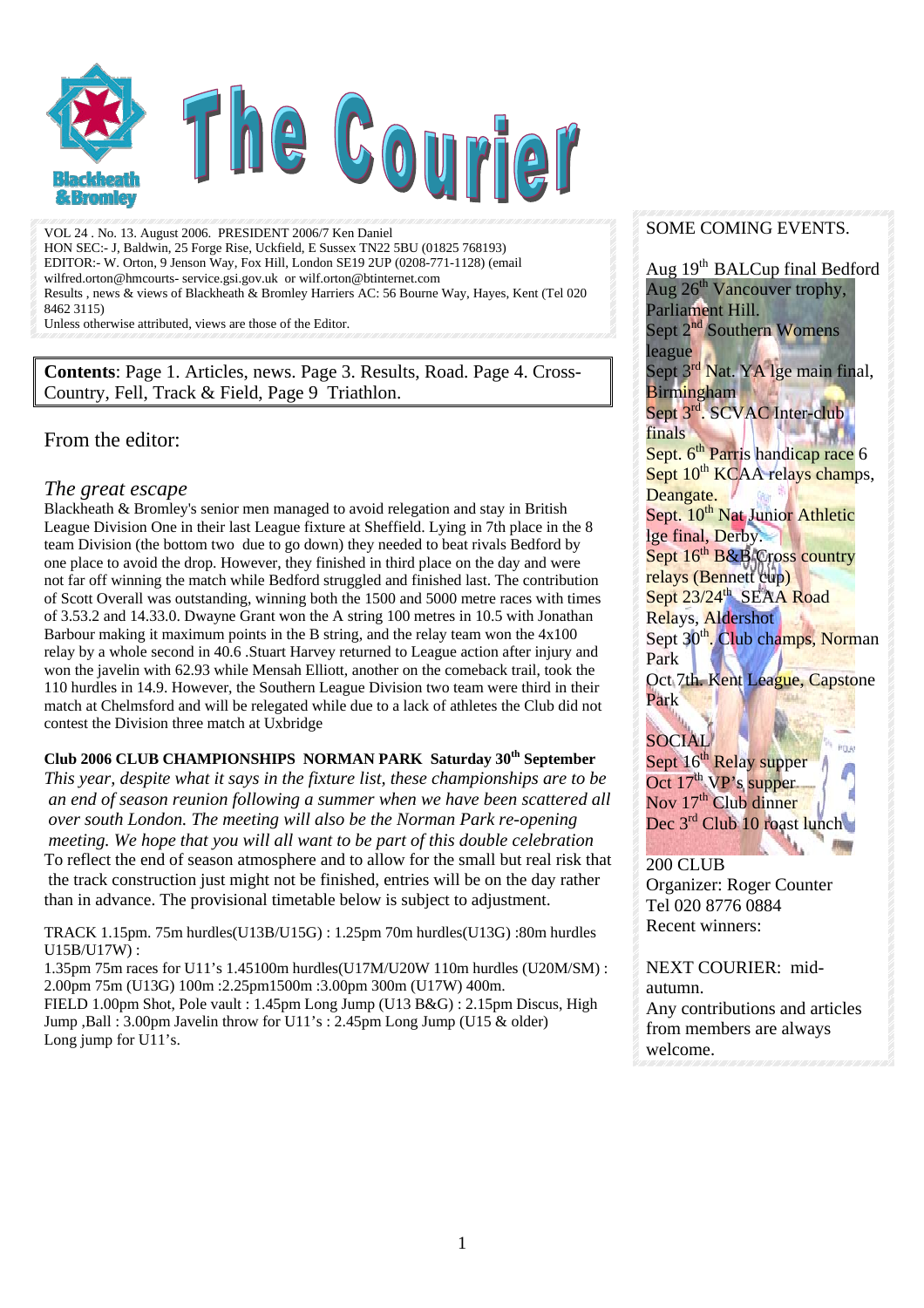# The Courier

VOL 24 . No. 13. August 2006. PRESIDENT 2006/7 Ken Daniel
HON SEC:- J, Baldwin, 25 Forge Rise, Uckfield, E Sussex TN22 5BU (01825 768193)
EDITOR:- W. Orton, 9 Jenson Way, Fox Hill, London SE19 2UP (0208-771-1128) (email wilfred.orton@hmcourts- service.gsi.gov.uk or wilf.orton@btinternet.com
Results , news & views of Blackheath & Bromley Harriers AC: 56 Bourne Way, Hayes, Kent (Tel 020 8462 3115)
Unless otherwise attributed, views are those of the Editor.

**Contents**: Page 1. Articles, news. Page 3. Results, Road. Page 4. Cross-Country, Fell, Track & Field, Page 9 Triathlon.

## From the editor:

### *The great escape*

Blackheath & Bromley's senior men managed to avoid relegation and stay in British League Division One in their last League fixture at Sheffield. Lying in 7th place in the 8 team Division (the bottom two due to go down) they needed to beat rivals Bedford by one place to avoid the drop. However, they finished in third place on the day and were not far off winning the match while Bedford struggled and finished last. The contribution of Scott Overall was outstanding, winning both the 1500 and 5000 metre races with times of 3.53.2 and 14.33.0. Dwayne Grant won the A string 100 metres in 10.5 with Jonathan Barbour making it maximum points in the B string, and the relay team won the 4x100 relay by a whole second in 40.6 .Stuart Harvey returned to League action after injury and won the javelin with 62.93 while Mensah Elliott, another on the comeback trail, took the 110 hurdles in 14.9. However, the Southern League Division two team were third in their match at Chelmsford and will be relegated while due to a lack of athletes the Club did not contest the Division three match at Uxbridge

**Club 2006 CLUB CHAMPIONSHIPS NORMAN PARK Saturday 30th September**

*This year, despite what it says in the fixture list, these championships are to be an end of season reunion following a summer when we have been scattered all over south London. The meeting will also be the Norman Park re-opening meeting. We hope that you will all want to be part of this double celebration*
To reflect the end of season atmosphere and to allow for the small but real risk that the track construction just might not be finished, entries will be on the day rather than in advance. The provisional timetable below is subject to adjustment.

TRACK 1.15pm. 75m hurdles(U13B/U15G) : 1.25pm 70m hurdles(U13G) :80m hurdles U15B/U17W) :
1.35pm 75m races for U11's 1.45100m hurdles(U17M/U20W 110m hurdles (U20M/SM) : 2.00pm 75m (U13G) 100m :2.25pm1500m :3.00pm 300m (U17W) 400m.
FIELD 1.00pm Shot, Pole vault : 1.45pm Long Jump (U13 B&G) : 2.15pm Discus, High Jump ,Ball : 3.00pm Javelin throw for U11's : 2.45pm Long Jump (U15 & older) Long jump for U11's.

SOME COMING EVENTS.

Aug 19th BALCup final Bedford
Aug 26th Vancouver trophy, Parliament Hill.
Sept 2nd Southern Womens league
Sept 3rd Nat. YA lge main final, Birmingham
Sept 3rd. SCVAC Inter-club finals
Sept. 6th Parris handicap race 6
Sept 10th KCAA relays champs, Deangate.
Sept. 10th Nat Junior Athletic lge final, Derby.
Sept 16th B&B Cross country relays (Bennett cup)
Sept 23/24th SEAA Road Relays, Aldershot
Sept 30th. Club champs, Norman Park
Oct 7th. Kent League, Capstone Park

SOCIAL
Sept 16th Relay supper
Oct 17th VP's supper
Nov 17th Club dinner
Dec 3rd Club 10 roast lunch

200 CLUB
Organizer: Roger Counter
Tel 020 8776 0884
Recent winners:

NEXT COURIER: mid-autumn.
Any contributions and articles from members are always welcome.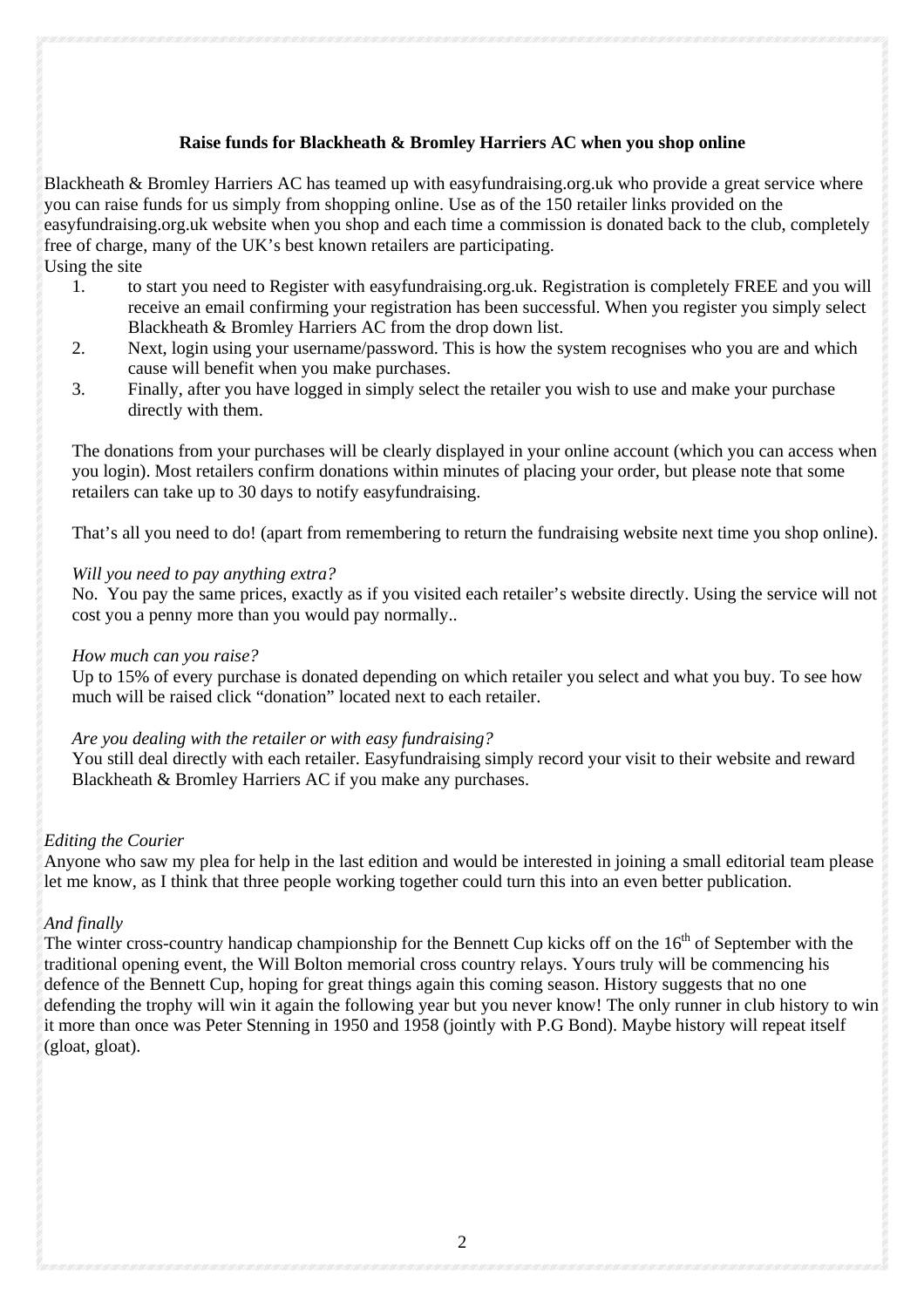**Raise funds for Blackheath & Bromley Harriers AC when you shop online**

Blackheath & Bromley Harriers AC has teamed up with easyfundraising.org.uk who provide a great service where you can raise funds for us simply from shopping online. Use as of the 150 retailer links provided on the easyfundraising.org.uk website when you shop and each time a commission is donated back to the club, completely free of charge, many of the UK's best known retailers are participating.

Using the site

1. to start you need to Register with easyfundraising.org.uk. Registration is completely FREE and you will receive an email confirming your registration has been successful. When you register you simply select Blackheath & Bromley Harriers AC from the drop down list.
2. Next, login using your username/password. This is how the system recognises who you are and which cause will benefit when you make purchases.
3. Finally, after you have logged in simply select the retailer you wish to use and make your purchase directly with them.

The donations from your purchases will be clearly displayed in your online account (which you can access when you login). Most retailers confirm donations within minutes of placing your order, but please note that some retailers can take up to 30 days to notify easyfundraising.

That's all you need to do! (apart from remembering to return the fundraising website next time you shop online).

*Will you need to pay anything extra?*
No. You pay the same prices, exactly as if you visited each retailer's website directly. Using the service will not cost you a penny more than you would pay normally..

*How much can you raise?*
Up to 15% of every purchase is donated depending on which retailer you select and what you buy. To see how much will be raised click "donation" located next to each retailer.

*Are you dealing with the retailer or with easy fundraising?*
You still deal directly with each retailer. Easyfundraising simply record your visit to their website and reward Blackheath & Bromley Harriers AC if you make any purchases.

*Editing the Courier*
Anyone who saw my plea for help in the last edition and would be interested in joining a small editorial team please let me know, as I think that three people working together could turn this into an even better publication.

*And finally*
The winter cross-country handicap championship for the Bennett Cup kicks off on the 16th of September with the traditional opening event, the Will Bolton memorial cross country relays. Yours truly will be commencing his defence of the Bennett Cup, hoping for great things again this coming season. History suggests that no one defending the trophy will win it again the following year but you never know! The only runner in club history to win it more than once was Peter Stenning in 1950 and 1958 (jointly with P.G Bond). Maybe history will repeat itself (gloat, gloat).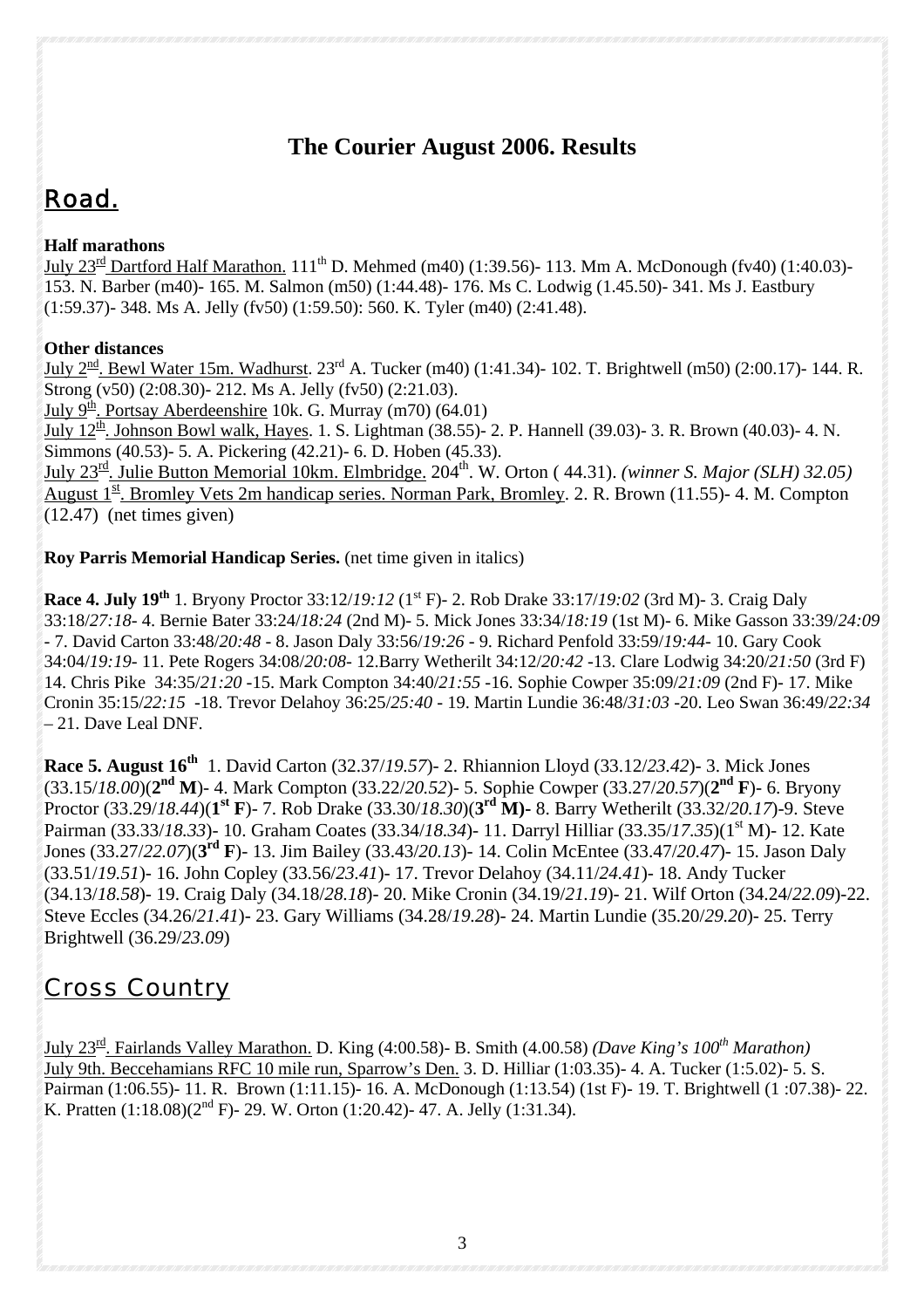# The Courier August 2006. Results

## Road.

**Half marathons**

July 23rd Dartford Half Marathon. 111th D. Mehmed (m40) (1:39.56)- 113. Mm A. McDonough (fv40) (1:40.03)- 153. N. Barber (m40)- 165. M. Salmon (m50) (1:44.48)- 176. Ms C. Lodwig (1.45.50)- 341. Ms J. Eastbury (1:59.37)- 348. Ms A. Jelly (fv50) (1:59.50): 560. K. Tyler (m40) (2:41.48).

**Other distances**

July 2nd. Bewl Water 15m. Wadhurst. 23rd A. Tucker (m40) (1:41.34)- 102. T. Brightwell (m50) (2:00.17)- 144. R. Strong (v50) (2:08.30)- 212. Ms A. Jelly (fv50) (2:21.03).
July 9th. Portsay Aberdeenshire 10k. G. Murray (m70) (64.01)
July 12th. Johnson Bowl walk, Hayes. 1. S. Lightman (38.55)- 2. P. Hannell (39.03)- 3. R. Brown (40.03)- 4. N. Simmons (40.53)- 5. A. Pickering (42.21)- 6. D. Hoben (45.33).
July 23rd. Julie Button Memorial 10km. Elmbridge. 204th. W. Orton ( 44.31). *(winner S. Major (SLH) 32.05)*
August 1st. Bromley Vets 2m handicap series. Norman Park, Bromley. 2. R. Brown (11.55)- 4. M. Compton (12.47) (net times given)

**Roy Parris Memorial Handicap Series.** (net time given in italics)

**Race 4. July 19th** 1. Bryony Proctor 33:12/*19:12* (1st F)- 2. Rob Drake 33:17/*19:02* (3rd M)- 3. Craig Daly 33:18/*27:18*- 4. Bernie Bater 33:24/*18:24* (2nd M)- 5. Mick Jones 33:34/*18:19* (1st M)- 6. Mike Gasson 33:39/*24:09* - 7. David Carton 33:48/*20:48* - 8. Jason Daly 33:56/*19:26* - 9. Richard Penfold 33:59/*19:44*- 10. Gary Cook 34:04/*19:19*- 11. Pete Rogers 34:08/*20:08*- 12.Barry Wetherilt 34:12/*20:42* -13. Clare Lodwig 34:20/*21:50* (3rd F) 14. Chris Pike 34:35/*21:20* -15. Mark Compton 34:40/*21:55* -16. Sophie Cowper 35:09/*21:09* (2nd F)- 17. Mike Cronin 35:15/*22:15* -18. Trevor Delahoy 36:25/*25:40* - 19. Martin Lundie 36:48/*31:03* -20. Leo Swan 36:49/*22:34* – 21. Dave Leal DNF.

**Race 5. August 16th** 1. David Carton (32.37/*19.57*)- 2. Rhiannion Lloyd (33.12/*23.42*)- 3. Mick Jones (33.15/*18.00*)(**2nd M**)- 4. Mark Compton (33.22/*20.52*)- 5. Sophie Cowper (33.27/*20.57*)(**2nd F**)- 6. Bryony Proctor (33.29/*18.44*)(**1st F**)- 7. Rob Drake (33.30/*18.30*)(**3rd M)-** 8. Barry Wetherilt (33.32/*20.17*)-9. Steve Pairman (33.33/*18.33*)- 10. Graham Coates (33.34/*18.34*)- 11. Darryl Hilliar (33.35/*17.35*)(1st M)- 12. Kate Jones (33.27/*22.07*)(**3rd F**)- 13. Jim Bailey (33.43/*20.13*)- 14. Colin McEntee (33.47/*20.47*)- 15. Jason Daly (33.51/*19.51*)- 16. John Copley (33.56/*23.41*)- 17. Trevor Delahoy (34.11/*24.41*)- 18. Andy Tucker (34.13/*18.58*)- 19. Craig Daly (34.18/*28.18*)- 20. Mike Cronin (34.19/*21.19*)- 21. Wilf Orton (34.24/*22.09*)-22. Steve Eccles (34.26/*21.41*)- 23. Gary Williams (34.28/*19.28*)- 24. Martin Lundie (35.20/*29.20*)- 25. Terry Brightwell (36.29/*23.09*)

## Cross Country

July 23rd. Fairlands Valley Marathon. D. King (4:00.58)- B. Smith (4.00.58) *(Dave King's 100th Marathon)*
July 9th. Beccehamians RFC 10 mile run, Sparrow's Den. 3. D. Hilliar (1:03.35)- 4. A. Tucker (1:5.02)- 5. S. Pairman (1:06.55)- 11. R. Brown (1:11.15)- 16. A. McDonough (1:13.54) (1st F)- 19. T. Brightwell (1 :07.38)- 22. K. Pratten (1:18.08)(2nd F)- 29. W. Orton (1:20.42)- 47. A. Jelly (1:31.34).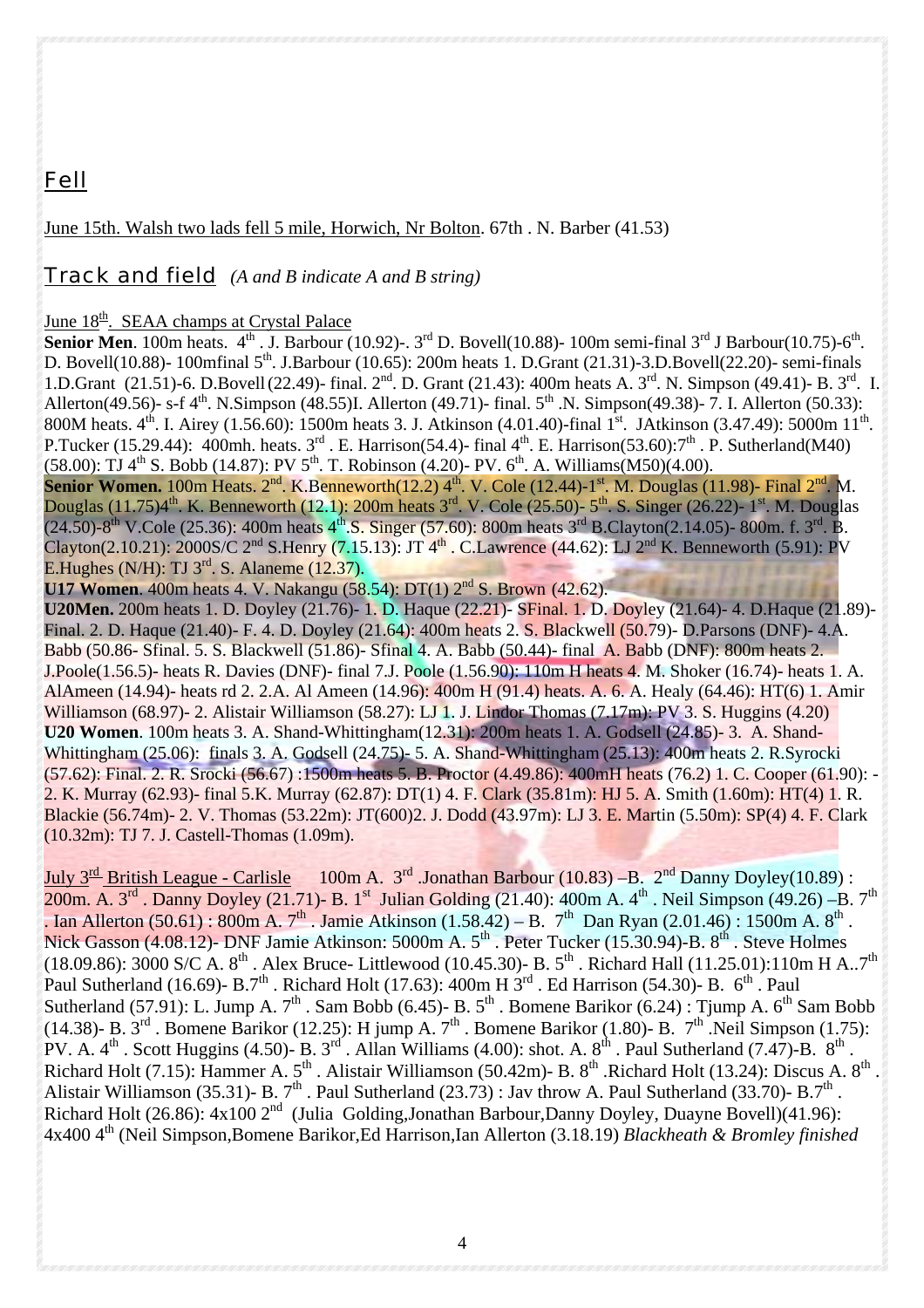## Fell

June 15th. Walsh two lads fell 5 mile, Horwich, Nr Bolton. 67th . N. Barber (41.53)

## Track and field *(A and B indicate A and B string)*

June 18th. SEAA champs at Crystal Palace

**Senior Men**. 100m heats. 4th . J. Barbour (10.92)-. 3rd D. Bovell(10.88)- 100m semi-final 3rd J Barbour(10.75)-6th. D. Bovell(10.88)- 100mfinal 5th. J.Barbour (10.65): 200m heats 1. D.Grant (21.31)-3.D.Bovell(22.20)- semi-finals 1.D.Grant (21.51)-6. D.Bovell (22.49)- final. 2nd. D. Grant (21.43): 400m heats A. 3rd. N. Simpson (49.41)- B. 3rd. I. Allerton(49.56)- s-f 4th. N.Simpson (48.55)I. Allerton (49.71)- final. 5th .N. Simpson(49.38)- 7. I. Allerton (50.33): 800M heats. 4th. I. Airey (1.56.60): 1500m heats 3. J. Atkinson (4.01.40)-final 1st. JAtkinson (3.47.49): 5000m 11th. P.Tucker (15.29.44): 400mh. heats. 3rd . E. Harrison(54.4)- final 4th. E. Harrison(53.60):7th . P. Sutherland(M40) (58.00): TJ 4th S. Bobb (14.87): PV 5th. T. Robinson (4.20)- PV. 6th. A. Williams(M50)(4.00).

**Senior Women.** 100m Heats. 2nd. K.Benneworth(12.2) 4th. V. Cole (12.44)-1st. M. Douglas (11.98)- Final 2nd. M. Douglas (11.75)4th. K. Benneworth (12.1): 200m heats 3rd. V. Cole (25.50)- 5th. S. Singer (26.22)- 1st. M. Douglas (24.50)-8th V.Cole (25.36): 400m heats 4th.S. Singer (57.60): 800m heats 3rd B.Clayton(2.14.05)- 800m. f. 3rd. B. Clayton(2.10.21): 2000S/C 2nd S.Henry (7.15.13): JT 4th . C.Lawrence (44.62): LJ 2nd K. Benneworth (5.91): PV E.Hughes (N/H): TJ 3rd. S. Alaneme (12.37).

**U17 Women**. 400m heats 4. V. Nakangu (58.54): DT(1) 2nd S. Brown (42.62).

**U20Men.** 200m heats 1. D. Doyley (21.76)- 1. D. Haque (22.21)- SFinal. 1. D. Doyley (21.64)- 4. D.Haque (21.89)- Final. 2. D. Haque (21.40)- F. 4. D. Doyley (21.64): 400m heats 2. S. Blackwell (50.79)- D.Parsons (DNF)- 4.A. Babb (50.86- Sfinal. 5. S. Blackwell (51.86)- Sfinal 4. A. Babb (50.44)- final A. Babb (DNF): 800m heats 2. J.Poole(1.56.5)- heats R. Davies (DNF)- final 7.J. Poole (1.56.90): 110m H heats 4. M. Shoker (16.74)- heats 1. A. AlAmeen (14.94)- heats rd 2. 2.A. Al Ameen (14.96): 400m H (91.4) heats. A. 6. A. Healy (64.46): HT(6) 1. Amir Williamson (68.97)- 2. Alistair Williamson (58.27): LJ 1. J. Lindor Thomas (7.17m): PV 3. S. Huggins (4.20)

**U20 Women**. 100m heats 3. A. Shand-Whittingham(12.31): 200m heats 1. A. Godsell (24.85)- 3. A. Shand-Whittingham (25.06): finals 3. A. Godsell (24.75)- 5. A. Shand-Whittingham (25.13): 400m heats 2. R.Syrocki (57.62): Final. 2. R. Srocki (56.67) :1500m heats 5. B. Proctor (4.49.86): 400mH heats (76.2) 1. C. Cooper (61.90): - 2. K. Murray (62.93)- final 5.K. Murray (62.87): DT(1) 4. F. Clark (35.81m): HJ 5. A. Smith (1.60m): HT(4) 1. R. Blackie (56.74m)- 2. V. Thomas (53.22m): JT(600)2. J. Dodd (43.97m): LJ 3. E. Martin (5.50m): SP(4) 4. F. Clark (10.32m): TJ 7. J. Castell-Thomas (1.09m).

July 3rd British League - Carlisle 100m A. 3rd .Jonathan Barbour (10.83) –B. 2nd Danny Doyley(10.89) : 200m. A. 3rd . Danny Doyley (21.71)- B. 1st Julian Golding (21.40): 400m A. 4th . Neil Simpson (49.26) –B. 7th . Ian Allerton (50.61) : 800m A. 7th . Jamie Atkinson (1.58.42) – B. 7th Dan Ryan (2.01.46) : 1500m A. 8th . Nick Gasson (4.08.12)- DNF Jamie Atkinson: 5000m A. 5th . Peter Tucker (15.30.94)-B. 8th . Steve Holmes (18.09.86): 3000 S/C A. 8th . Alex Bruce- Littlewood (10.45.30)- B. 5th . Richard Hall (11.25.01):110m H A..7th Paul Sutherland (16.69)- B.7th . Richard Holt (17.63): 400m H 3rd . Ed Harrison (54.30)- B. 6th . Paul Sutherland (57.91): L. Jump A. 7th . Sam Bobb (6.45)- B. 5th . Bomene Barikor (6.24) : Tjump A. 6th Sam Bobb (14.38)- B. 3rd . Bomene Barikor (12.25): H jump A. 7th . Bomene Barikor (1.80)- B. 7th .Neil Simpson (1.75): PV. A. 4th . Scott Huggins (4.50)- B. 3rd . Allan Williams (4.00): shot. A. 8th . Paul Sutherland (7.47)-B. 8th . Richard Holt (7.15): Hammer A. 5th . Alistair Williamson (50.42m)- B. 8th .Richard Holt (13.24): Discus A. 8th . Alistair Williamson (35.31)- B. 7th . Paul Sutherland (23.73) : Jav throw A. Paul Sutherland (33.70)- B.7th . Richard Holt (26.86): 4x100 2nd (Julia Golding,Jonathan Barbour,Danny Doyley, Duayne Bovell)(41.96): 4x400 4th (Neil Simpson,Bomene Barikor,Ed Harrison,Ian Allerton (3.18.19) *Blackheath & Bromley finished*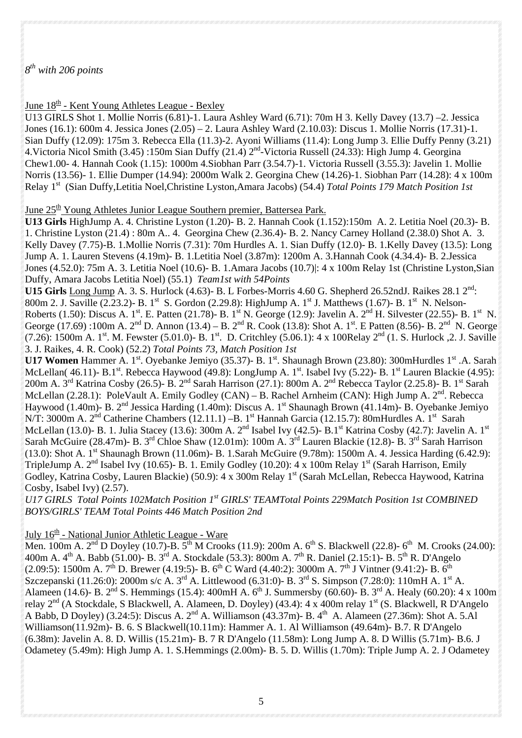*8th with 206 points*

June 18th - Kent Young Athletes League - Bexley

U13 GIRLS Shot 1. Mollie Norris (6.81)-1. Laura Ashley Ward (6.71): 70m H 3. Kelly Davey (13.7) –2. Jessica Jones (16.1): 600m 4. Jessica Jones (2.05) – 2. Laura Ashley Ward (2.10.03): Discus 1. Mollie Norris (17.31)-1. Sian Duffy (12.09): 175m 3. Rebecca Ella (11.3)-2. Ayoni Williams (11.4): Long Jump 3. Ellie Duffy Penny (3.21) 4.Victoria Nicol Smith (3.45) :150m Sian Duffy (21.4) 2nd-Victoria Russell (24.33): High Jump 4. Georgina Chew1.00- 4. Hannah Cook (1.15): 1000m 4.Siobhan Parr (3.54.7)-1. Victoria Russell (3.55.3): Javelin 1. Mollie Norris (13.56)- 1. Ellie Dumper (14.94): 2000m Walk 2. Georgina Chew (14.26)-1. Siobhan Parr (14.28): 4 x 100m Relay 1st (Sian Duffy,Letitia Noel,Christine Lyston,Amara Jacobs) (54.4) *Total Points 179 Match Position 1st*

June 25th Young Athletes Junior League Southern premier, Battersea Park.

**U13 Girls** HighJump A. 4. Christine Lyston (1.20)- B. 2. Hannah Cook (1.152):150m A. 2. Letitia Noel (20.3)- B. 1. Christine Lyston (21.4) : 80m A.. 4. Georgina Chew (2.36.4)- B. 2. Nancy Carney Holland (2.38.0) Shot A. 3. Kelly Davey (7.75)-B. 1.Mollie Norris (7.31): 70m Hurdles A. 1. Sian Duffy (12.0)- B. 1.Kelly Davey (13.5): Long Jump A. 1. Lauren Stevens (4.19m)- B. 1.Letitia Noel (3.87m): 1200m A. 3.Hannah Cook (4.34.4)- B. 2.Jessica Jones (4.52.0): 75m A. 3. Letitia Noel (10.6)- B. 1.Amara Jacobs (10.7)|: 4 x 100m Relay 1st (Christine Lyston,Sian Duffy, Amara Jacobs Letitia Noel) (55.1) *Team1st with 54Points*

**U15 Girls** Long Jump A. 3. S. Hurlock (4.63)- B. L Forbes-Morris 4.60 G. Shepherd 26.52ndJ. Raikes 28.1 2nd: 800m 2. J. Saville (2.23.2)- B. 1st S. Gordon (2.29.8): HighJump A. 1st J. Matthews (1.67)- B. 1st N. Nelson-Roberts (1.50): Discus A. 1st. E. Patten (21.78)- B. 1st N. George (12.9): Javelin A. 2nd H. Silvester (22.55)- B. 1st N. George (17.69) :100m A. 2nd D. Annon (13.4) – B. 2nd R. Cook (13.8): Shot A. 1st. E Patten (8.56)- B. 2nd N. George (7.26): 1500m A. 1st. M. Fewster (5.01.0)- B. 1st. D. Critchley (5.06.1): 4 x 100Relay 2nd (1. S. Hurlock ,2. J. Saville 3. J. Raikes, 4. R. Cook) (52.2) *Total Points 73, Match Position 1st*

**U17 Women** Hammer A. 1st. Oyebanke Jemiyo (35.37)- B. 1st. Shaunagh Brown (23.80): 300mHurdles 1st .A. Sarah McLellan( 46.11)- B.1st. Rebecca Haywood (49.8): LongJump A. 1st. Isabel Ivy (5.22)- B. 1st Lauren Blackie (4.95): 200m A. 3rd Katrina Cosby (26.5)- B. 2nd Sarah Harrison (27.1): 800m A. 2nd Rebecca Taylor (2.25.8)- B. 1st Sarah McLellan (2.28.1): PoleVault A. Emily Godley (CAN) – B. Rachel Arnheim (CAN): High Jump A. 2nd. Rebecca Haywood (1.40m)- B. 2nd Jessica Harding (1.40m): Discus A. 1st Shaunagh Brown (41.14m)- B. Oyebanke Jemiyo N/T: 3000m A. 2nd Catherine Chambers (12.11.1) –B. 1st Hannah Garcia (12.15.7): 80mHurdles A. 1st Sarah McLellan (13.0)- B. 1. Julia Stacey (13.6): 300m A. 2nd Isabel Ivy (42.5)- B.1st Katrina Cosby (42.7): Javelin A. 1st Sarah McGuire (28.47m)- B. 3rd Chloe Shaw (12.01m): 100m A. 3rd Lauren Blackie (12.8)- B. 3rd Sarah Harrison (13.0): Shot A. 1st Shaunagh Brown (11.06m)- B. 1.Sarah McGuire (9.78m): 1500m A. 4. Jessica Harding (6.42.9): TripleJump A. 2nd Isabel Ivy (10.65)- B. 1. Emily Godley (10.20): 4 x 100m Relay 1st (Sarah Harrison, Emily Godley, Katrina Cosby, Lauren Blackie) (50.9): 4 x 300m Relay 1st (Sarah McLellan, Rebecca Haywood, Katrina Cosby, Isabel Ivy) (2.57).

*U17 GIRLS Total Points 102Match Position 1st GIRLS' TEAMTotal Points 229Match Position 1st COMBINED BOYS/GIRLS' TEAM Total Points 446 Match Position 2nd*

July 16th - National Junior Athletic League - Ware

Men. 100m A. 2nd D Doyley (10.7)-B. 5th M Crooks (11.9): 200m A. 6th S. Blackwell (22.8)- 6th M. Crooks (24.00): 400m A. 4th A. Babb (51.00)- B. 3rd A. Stockdale (53.3): 800m A. 7th R. Daniel (2.15:1)- B. 5th R. D'Angelo (2.09:5): 1500m A. 7th D. Brewer (4.19:5)- B. 6th C Ward (4.40:2): 3000m A. 7th J Vintner (9.41:2)- B. 6th Szczepanski (11.26:0): 2000m s/c A. 3rd A. Littlewood (6.31:0)- B. 3rd S. Simpson (7.28:0): 110mH A. 1st A. Alameen (14.6)- B. 2nd S. Hemmings (15.4): 400mH A. 6th J. Summersby (60.60)- B. 3rd A. Healy (60.20): 4 x 100m relay 2nd (A Stockdale, S Blackwell, A. Alameen, D. Doyley) (43.4): 4 x 400m relay 1st (S. Blackwell, R D'Angelo A Babb, D Doyley) (3.24:5): Discus A. 2nd A. Williamson (43.37m)- B. 4th A. Alameen (27.36m): Shot A. 5.Al Williamson(11.92m)- B. 6. S Blackwell(10.11m): Hammer A. 1. Al Williamson (49.64m)- B.7. R D'Angelo (6.38m): Javelin A. 8. D. Willis (15.21m)- B. 7 R D'Angelo (11.58m): Long Jump A. 8. D Willis (5.71m)- B.6. J Odametey (5.49m): High Jump A. 1. S.Hemmings (2.00m)- B. 5. D. Willis (1.70m): Triple Jump A. 2. J Odametey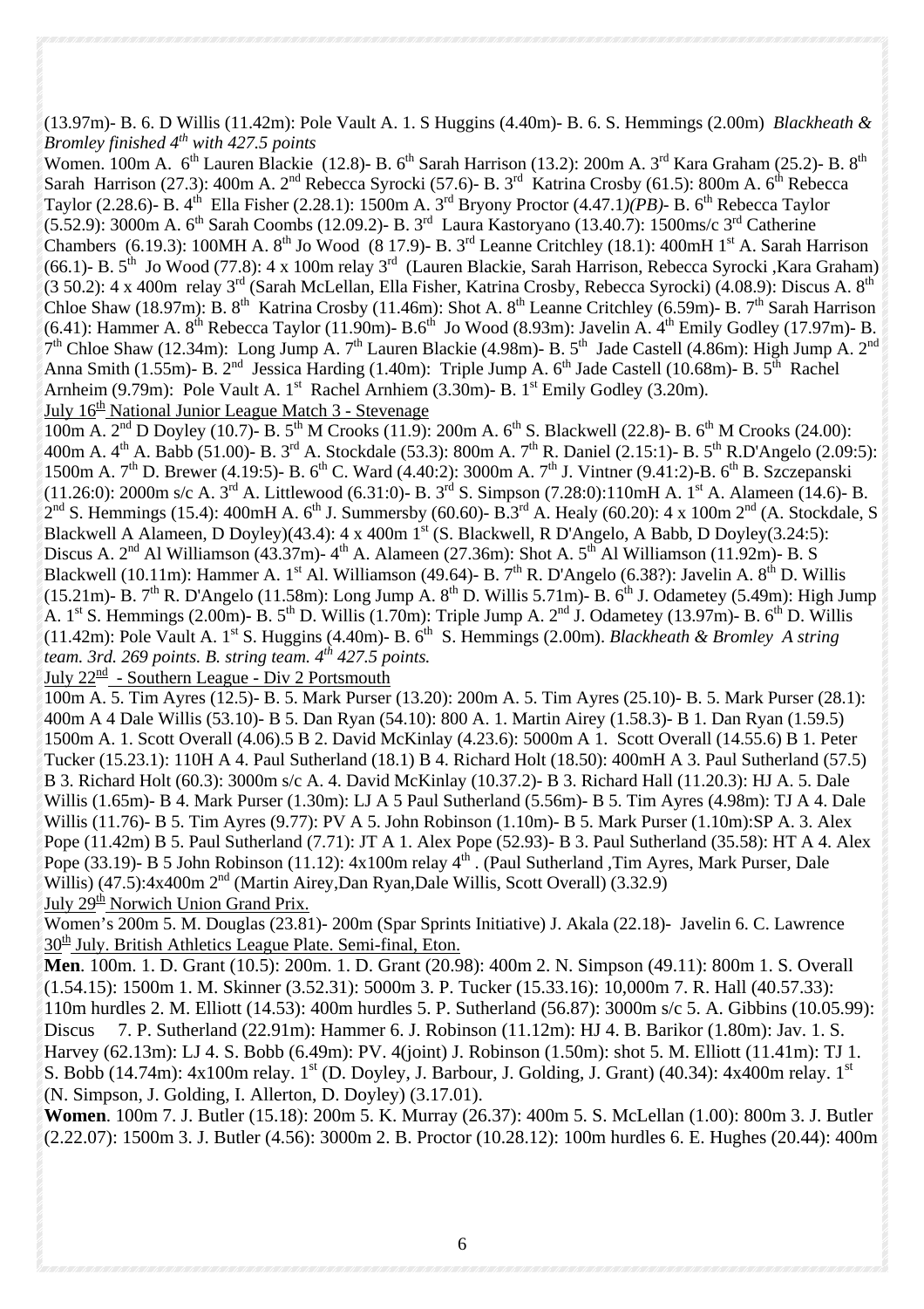(13.97m)- B. 6. D Willis (11.42m): Pole Vault A. 1. S Huggins (4.40m)- B. 6. S. Hemmings (2.00m) *Blackheath & Bromley finished 4th with 427.5 points*

Women. 100m A. 6th Lauren Blackie (12.8)- B. 6th Sarah Harrison (13.2): 200m A. 3rd Kara Graham (25.2)- B. 8th Sarah Harrison (27.3): 400m A. 2nd Rebecca Syrocki (57.6)- B. 3rd Katrina Crosby (61.5): 800m A. 6th Rebecca Taylor (2.28.6)- B. 4th Ella Fisher (2.28.1): 1500m A. 3rd Bryony Proctor (4.47.1)*(PB)*- B. 6th Rebecca Taylor (5.52.9): 3000m A. 6th Sarah Coombs (12.09.2)- B. 3rd Laura Kastoryano (13.40.7): 1500ms/c 3rd Catherine Chambers (6.19.3): 100MH A. 8th Jo Wood (8 17.9)- B. 3rd Leanne Critchley (18.1): 400mH 1st A. Sarah Harrison (66.1)- B. 5th Jo Wood (77.8): 4 x 100m relay 3rd (Lauren Blackie, Sarah Harrison, Rebecca Syrocki ,Kara Graham) (3 50.2): 4 x 400m relay 3rd (Sarah McLellan, Ella Fisher, Katrina Crosby, Rebecca Syrocki) (4.08.9): Discus A. 8th Chloe Shaw (18.97m): B. 8th Katrina Crosby (11.46m): Shot A. 8th Leanne Critchley (6.59m)- B. 7th Sarah Harrison (6.41): Hammer A. 8th Rebecca Taylor (11.90m)- B.6th Jo Wood (8.93m): Javelin A. 4th Emily Godley (17.97m)- B. 7th Chloe Shaw (12.34m): Long Jump A. 7th Lauren Blackie (4.98m)- B. 5th Jade Castell (4.86m): High Jump A. 2nd Anna Smith (1.55m)- B. 2nd Jessica Harding (1.40m): Triple Jump A. 6th Jade Castell (10.68m)- B. 5th Rachel Arnheim (9.79m): Pole Vault A. 1st Rachel Arnhiem (3.30m)- B. 1st Emily Godley (3.20m).

<u>July 16th National Junior League Match 3 - Stevenage</u>

100m A. 2nd D Doyley (10.7)- B. 5th M Crooks (11.9): 200m A. 6th S. Blackwell (22.8)- B. 6th M Crooks (24.00): 400m A. 4th A. Babb (51.00)- B. 3rd A. Stockdale (53.3): 800m A. 7th R. Daniel (2.15:1)- B. 5th R.D'Angelo (2.09:5): 1500m A. 7th D. Brewer (4.19:5)- B. 6th C. Ward (4.40:2): 3000m A. 7th J. Vintner (9.41:2)-B. 6th B. Szczepanski (11.26:0): 2000m s/c A. 3rd A. Littlewood (6.31:0)- B. 3rd S. Simpson (7.28:0):110mH A. 1st A. Alameen (14.6)- B. 2nd S. Hemmings (15.4): 400mH A. 6th J. Summersby (60.60)- B.3rd A. Healy (60.20): 4 x 100m 2nd (A. Stockdale, S Blackwell A Alameen, D Doyley)(43.4): 4 x 400m 1st (S. Blackwell, R D'Angelo, A Babb, D Doyley(3.24:5): Discus A. 2nd Al Williamson (43.37m)- 4th A. Alameen (27.36m): Shot A. 5th Al Williamson (11.92m)- B. S Blackwell (10.11m): Hammer A. 1st Al. Williamson (49.64)- B. 7th R. D'Angelo (6.38?): Javelin A. 8th D. Willis (15.21m)- B. 7th R. D'Angelo (11.58m): Long Jump A. 8th D. Willis 5.71m)- B. 6th J. Odametey (5.49m): High Jump A. 1st S. Hemmings (2.00m)- B. 5th D. Willis (1.70m): Triple Jump A. 2nd J. Odametey (13.97m)- B. 6th D. Willis (11.42m): Pole Vault A. 1st S. Huggins (4.40m)- B. 6th S. Hemmings (2.00m). *Blackheath & Bromley A string team. 3rd. 269 points. B. string team. 4th 427.5 points.*

<u>July 22nd - Southern League - Div 2 Portsmouth</u>

100m A. 5. Tim Ayres (12.5)- B. 5. Mark Purser (13.20): 200m A. 5. Tim Ayres (25.10)- B. 5. Mark Purser (28.1): 400m A 4 Dale Willis (53.10)- B 5. Dan Ryan (54.10): 800 A. 1. Martin Airey (1.58.3)- B 1. Dan Ryan (1.59.5) 1500m A. 1. Scott Overall (4.06).5 B 2. David McKinlay (4.23.6): 5000m A 1. Scott Overall (14.55.6) B 1. Peter Tucker (15.23.1): 110H A 4. Paul Sutherland (18.1) B 4. Richard Holt (18.50): 400mH A 3. Paul Sutherland (57.5) B 3. Richard Holt (60.3): 3000m s/c A. 4. David McKinlay (10.37.2)- B 3. Richard Hall (11.20.3): HJ A. 5. Dale Willis (1.65m)- B 4. Mark Purser (1.30m): LJ A 5 Paul Sutherland (5.56m)- B 5. Tim Ayres (4.98m): TJ A 4. Dale Willis (11.76)- B 5. Tim Ayres (9.77): PV A 5. John Robinson (1.10m)- B 5. Mark Purser (1.10m):SP A. 3. Alex Pope (11.42m) B 5. Paul Sutherland (7.71): JT A 1. Alex Pope (52.93)- B 3. Paul Sutherland (35.58): HT A 4. Alex Pope (33.19)- B 5 John Robinson (11.12): 4x100m relay 4th . (Paul Sutherland ,Tim Ayres, Mark Purser, Dale Willis) (47.5):4x400m 2nd (Martin Airey,Dan Ryan,Dale Willis, Scott Overall) (3.32.9)

<u>July 29th Norwich Union Grand Prix.</u>

Women's 200m 5. M. Douglas (23.81)- 200m (Spar Sprints Initiative) J. Akala (22.18)- Javelin 6. C. Lawrence

<u>30th July. British Athletics League Plate. Semi-final, Eton.</u>

**Men**. 100m. 1. D. Grant (10.5): 200m. 1. D. Grant (20.98): 400m 2. N. Simpson (49.11): 800m 1. S. Overall (1.54.15): 1500m 1. M. Skinner (3.52.31): 5000m 3. P. Tucker (15.33.16): 10,000m 7. R. Hall (40.57.33): 110m hurdles 2. M. Elliott (14.53): 400m hurdles 5. P. Sutherland (56.87): 3000m s/c 5. A. Gibbins (10.05.99): Discus 7. P. Sutherland (22.91m): Hammer 6. J. Robinson (11.12m): HJ 4. B. Barikor (1.80m): Jav. 1. S. Harvey (62.13m): LJ 4. S. Bobb (6.49m): PV. 4(joint) J. Robinson (1.50m): shot 5. M. Elliott (11.41m): TJ 1. S. Bobb (14.74m): 4x100m relay. 1st (D. Doyley, J. Barbour, J. Golding, J. Grant) (40.34): 4x400m relay. 1st (N. Simpson, J. Golding, I. Allerton, D. Doyley) (3.17.01).

**Women**. 100m 7. J. Butler (15.18): 200m 5. K. Murray (26.37): 400m 5. S. McLellan (1.00): 800m 3. J. Butler (2.22.07): 1500m 3. J. Butler (4.56): 3000m 2. B. Proctor (10.28.12): 100m hurdles 6. E. Hughes (20.44): 400m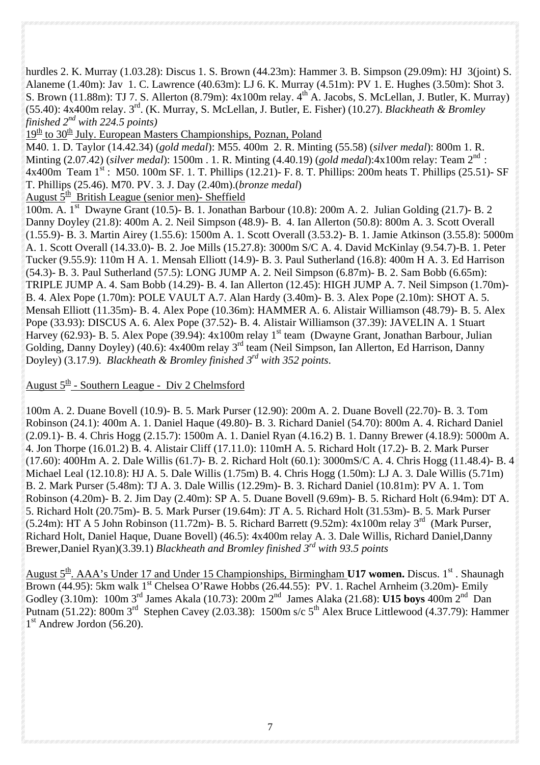hurdles 2. K. Murray (1.03.28): Discus 1. S. Brown (44.23m): Hammer 3. B. Simpson (29.09m): HJ 3(joint) S. Alaneme (1.40m): Jav 1. C. Lawrence (40.63m): LJ 6. K. Murray (4.51m): PV 1. E. Hughes (3.50m): Shot 3. S. Brown (11.88m): TJ 7. S. Allerton (8.79m): 4x100m relay. 4th A. Jacobs, S. McLellan, J. Butler, K. Murray) (55.40): 4x400m relay. 3rd. (K. Murray, S. McLellan, J. Butler, E. Fisher) (10.27). *Blackheath & Bromley finished 2nd with 224.5 points)*

<u>19th to 30th July. European Masters Championships, Poznan, Poland</u>

M40. 1. D. Taylor (14.42.34) (*gold medal*): M55. 400m 2. R. Minting (55.58) (*silver medal*): 800m 1. R. Minting (2.07.42) (*silver medal*): 1500m . 1. R. Minting (4.40.19) (*gold medal*):4x100m relay: Team 2nd : 4x400m Team 1st : M50. 100m SF. 1. T. Phillips (12.21)- F. 8. T. Phillips: 200m heats T. Phillips (25.51)- SF T. Phillips (25.46). M70. PV. 3. J. Day (2.40m).(*bronze medal*)

<u>August 5th British League (senior men)- Sheffield</u>

100m. A. 1st Dwayne Grant (10.5)- B. 1. Jonathan Barbour (10.8): 200m A. 2. Julian Golding (21.7)- B. 2 Danny Doyley (21.8): 400m A. 2. Neil Simpson (48.9)- B. 4. Ian Allerton (50.8): 800m A. 3. Scott Overall (1.55.9)- B. 3. Martin Airey (1.55.6): 1500m A. 1. Scott Overall (3.53.2)- B. 1. Jamie Atkinson (3.55.8): 5000m A. 1. Scott Overall (14.33.0)- B. 2. Joe Mills (15.27.8): 3000m S/C A. 4. David McKinlay (9.54.7)-B. 1. Peter Tucker (9.55.9): 110m H A. 1. Mensah Elliott (14.9)- B. 3. Paul Sutherland (16.8): 400m H A. 3. Ed Harrison (54.3)- B. 3. Paul Sutherland (57.5): LONG JUMP A. 2. Neil Simpson (6.87m)- B. 2. Sam Bobb (6.65m): TRIPLE JUMP A. 4. Sam Bobb (14.29)- B. 4. Ian Allerton (12.45): HIGH JUMP A. 7. Neil Simpson (1.70m)- B. 4. Alex Pope (1.70m): POLE VAULT A.7. Alan Hardy (3.40m)- B. 3. Alex Pope (2.10m): SHOT A. 5. Mensah Elliott (11.35m)- B. 4. Alex Pope (10.36m): HAMMER A. 6. Alistair Williamson (48.79)- B. 5. Alex Pope (33.93): DISCUS A. 6. Alex Pope (37.52)- B. 4. Alistair Williamson (37.39): JAVELIN A. 1 Stuart Harvey (62.93)- B. 5. Alex Pope (39.94): 4x100m relay 1st team (Dwayne Grant, Jonathan Barbour, Julian Golding, Danny Doyley) (40.6): 4x400m relay 3rd team (Neil Simpson, Ian Allerton, Ed Harrison, Danny Doyley) (3.17.9). *Blackheath & Bromley finished 3rd with 352 points*.

<u>August 5th - Southern League - Div 2 Chelmsford</u>

100m A. 2. Duane Bovell (10.9)- B. 5. Mark Purser (12.90): 200m A. 2. Duane Bovell (22.70)- B. 3. Tom Robinson (24.1): 400m A. 1. Daniel Haque (49.80)- B. 3. Richard Daniel (54.70): 800m A. 4. Richard Daniel (2.09.1)- B. 4. Chris Hogg (2.15.7): 1500m A. 1. Daniel Ryan (4.16.2) B. 1. Danny Brewer (4.18.9): 5000m A. 4. Jon Thorpe (16.01.2) B. 4. Alistair Cliff (17.11.0): 110mH A. 5. Richard Holt (17.2)- B. 2. Mark Purser (17.60): 400Hm A. 2. Dale Willis (61.7)- B. 2. Richard Holt (60.1): 3000mS/C A. 4. Chris Hogg (11.48.4)- B. 4 Michael Leal (12.10.8): HJ A. 5. Dale Willis (1.75m) B. 4. Chris Hogg (1.50m): LJ A. 3. Dale Willis (5.71m) B. 2. Mark Purser (5.48m): TJ A. 3. Dale Willis (12.29m)- B. 3. Richard Daniel (10.81m): PV A. 1. Tom Robinson (4.20m)- B. 2. Jim Day (2.40m): SP A. 5. Duane Bovell (9.69m)- B. 5. Richard Holt (6.94m): DT A. 5. Richard Holt (20.75m)- B. 5. Mark Purser (19.64m): JT A. 5. Richard Holt (31.53m)- B. 5. Mark Purser (5.24m): HT A 5 John Robinson (11.72m)- B. 5. Richard Barrett (9.52m): 4x100m relay 3rd (Mark Purser, Richard Holt, Daniel Haque, Duane Bovell) (46.5): 4x400m relay A. 3. Dale Willis, Richard Daniel,Danny Brewer,Daniel Ryan)(3.39.1) *Blackheath and Bromley finished 3rd with 93.5 points*

<u>August 5th. AAA's Under 17 and Under 15 Championships, Birmingham</u> **U17 women.** Discus. 1st . Shaunagh Brown (44.95): 5km walk 1st Chelsea O'Rawe Hobbs (26.44.55): PV. 1. Rachel Arnheim (3.20m)- Emily Godley (3.10m): 100m 3rd James Akala (10.73): 200m 2nd James Alaka (21.68): **U15 boys** 400m 2nd Dan Putnam (51.22): 800m 3rd Stephen Cavey (2.03.38): 1500m s/c 5th Alex Bruce Littlewood (4.37.79): Hammer 1st Andrew Jordon (56.20).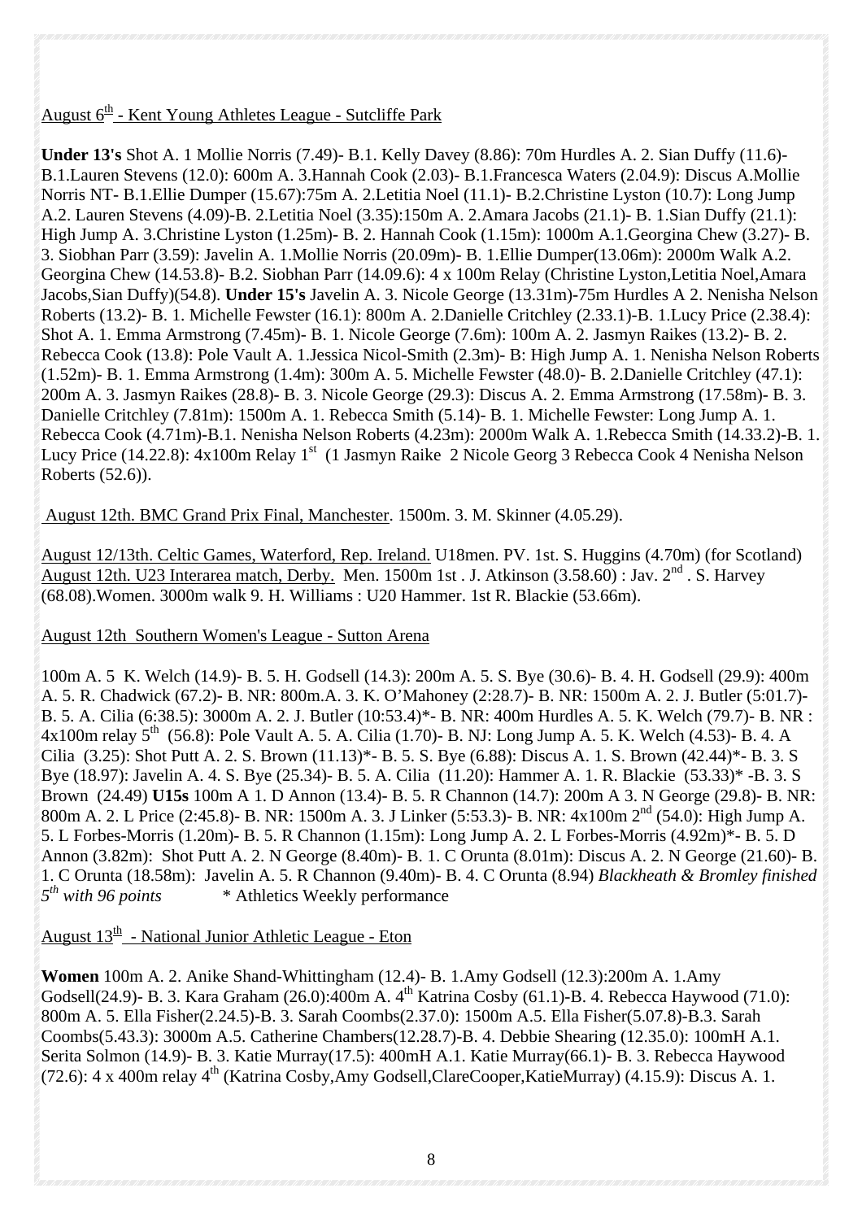August 6th - Kent Young Athletes League - Sutcliffe Park

**Under 13's** Shot A. 1 Mollie Norris (7.49)- B.1. Kelly Davey (8.86): 70m Hurdles A. 2. Sian Duffy (11.6)- B.1.Lauren Stevens (12.0): 600m A. 3.Hannah Cook (2.03)- B.1.Francesca Waters (2.04.9): Discus A.Mollie Norris NT- B.1.Ellie Dumper (15.67):75m A. 2.Letitia Noel (11.1)- B.2.Christine Lyston (10.7): Long Jump A.2. Lauren Stevens (4.09)-B. 2.Letitia Noel (3.35):150m A. 2.Amara Jacobs (21.1)- B. 1.Sian Duffy (21.1): High Jump A. 3.Christine Lyston (1.25m)- B. 2. Hannah Cook (1.15m): 1000m A.1.Georgina Chew (3.27)- B. 3. Siobhan Parr (3.59): Javelin A. 1.Mollie Norris (20.09m)- B. 1.Ellie Dumper(13.06m): 2000m Walk A.2. Georgina Chew (14.53.8)- B.2. Siobhan Parr (14.09.6): 4 x 100m Relay (Christine Lyston,Letitia Noel,Amara Jacobs,Sian Duffy)(54.8). **Under 15's** Javelin A. 3. Nicole George (13.31m)-75m Hurdles A 2. Nenisha Nelson Roberts (13.2)- B. 1. Michelle Fewster (16.1): 800m A. 2.Danielle Critchley (2.33.1)-B. 1.Lucy Price (2.38.4): Shot A. 1. Emma Armstrong (7.45m)- B. 1. Nicole George (7.6m): 100m A. 2. Jasmyn Raikes (13.2)- B. 2. Rebecca Cook (13.8): Pole Vault A. 1.Jessica Nicol-Smith (2.3m)- B: High Jump A. 1. Nenisha Nelson Roberts (1.52m)- B. 1. Emma Armstrong (1.4m): 300m A. 5. Michelle Fewster (48.0)- B. 2.Danielle Critchley (47.1): 200m A. 3. Jasmyn Raikes (28.8)- B. 3. Nicole George (29.3): Discus A. 2. Emma Armstrong (17.58m)- B. 3. Danielle Critchley (7.81m): 1500m A. 1. Rebecca Smith (5.14)- B. 1. Michelle Fewster: Long Jump A. 1. Rebecca Cook (4.71m)-B.1. Nenisha Nelson Roberts (4.23m): 2000m Walk A. 1.Rebecca Smith (14.33.2)-B. 1. Lucy Price (14.22.8): 4x100m Relay 1st (1 Jasmyn Raike 2 Nicole Georg 3 Rebecca Cook 4 Nenisha Nelson Roberts (52.6)).

August 12th. BMC Grand Prix Final, Manchester. 1500m. 3. M. Skinner (4.05.29).

August 12/13th. Celtic Games, Waterford, Rep. Ireland. U18men. PV. 1st. S. Huggins (4.70m) (for Scotland)
August 12th. U23 Interarea match, Derby. Men. 1500m 1st . J. Atkinson (3.58.60) : Jav. 2nd . S. Harvey (68.08).Women. 3000m walk 9. H. Williams : U20 Hammer. 1st R. Blackie (53.66m).

August 12th Southern Women's League - Sutton Arena

100m A. 5 K. Welch (14.9)- B. 5. H. Godsell (14.3): 200m A. 5. S. Bye (30.6)- B. 4. H. Godsell (29.9): 400m A. 5. R. Chadwick (67.2)- B. NR: 800m.A. 3. K. O'Mahoney (2:28.7)- B. NR: 1500m A. 2. J. Butler (5:01.7)- B. 5. A. Cilia (6:38.5): 3000m A. 2. J. Butler (10:53.4)*- B. NR: 400m Hurdles A. 5. K. Welch (79.7)- B. NR : 4x100m relay 5th (56.8): Pole Vault A. 5. A. Cilia (1.70)- B. NJ: Long Jump A. 5. K. Welch (4.53)- B. 4. A Cilia (3.25): Shot Putt A. 2. S. Brown (11.13)*- B. 5. S. Bye (6.88): Discus A. 1. S. Brown (42.44)*- B. 3. S Bye (18.97): Javelin A. 4. S. Bye (25.34)- B. 5. A. Cilia (11.20): Hammer A. 1. R. Blackie (53.33)* -B. 3. S Brown (24.49) **U15s** 100m A 1. D Annon (13.4)- B. 5. R Channon (14.7): 200m A 3. N George (29.8)- B. NR: 800m A. 2. L Price (2:45.8)- B. NR: 1500m A. 3. J Linker (5:53.3)- B. NR: 4x100m 2nd (54.0): High Jump A. 5. L Forbes-Morris (1.20m)- B. 5. R Channon (1.15m): Long Jump A. 2. L Forbes-Morris (4.92m)*- B. 5. D Annon (3.82m): Shot Putt A. 2. N George (8.40m)- B. 1. C Orunta (8.01m): Discus A. 2. N George (21.60)- B. 1. C Orunta (18.58m): Javelin A. 5. R Channon (9.40m)- B. 4. C Orunta (8.94) *Blackheath & Bromley finished 5th with 96 points* * Athletics Weekly performance

August 13th - National Junior Athletic League - Eton

**Women** 100m A. 2. Anike Shand-Whittingham (12.4)- B. 1.Amy Godsell (12.3):200m A. 1.Amy Godsell(24.9)- B. 3. Kara Graham (26.0):400m A. 4th Katrina Cosby (61.1)-B. 4. Rebecca Haywood (71.0): 800m A. 5. Ella Fisher(2.24.5)-B. 3. Sarah Coombs(2.37.0): 1500m A.5. Ella Fisher(5.07.8)-B.3. Sarah Coombs(5.43.3): 3000m A.5. Catherine Chambers(12.28.7)-B. 4. Debbie Shearing (12.35.0): 100mH A.1. Serita Solmon (14.9)- B. 3. Katie Murray(17.5): 400mH A.1. Katie Murray(66.1)- B. 3. Rebecca Haywood (72.6): 4 x 400m relay 4th (Katrina Cosby,Amy Godsell,ClareCooper,KatieMurray) (4.15.9): Discus A. 1.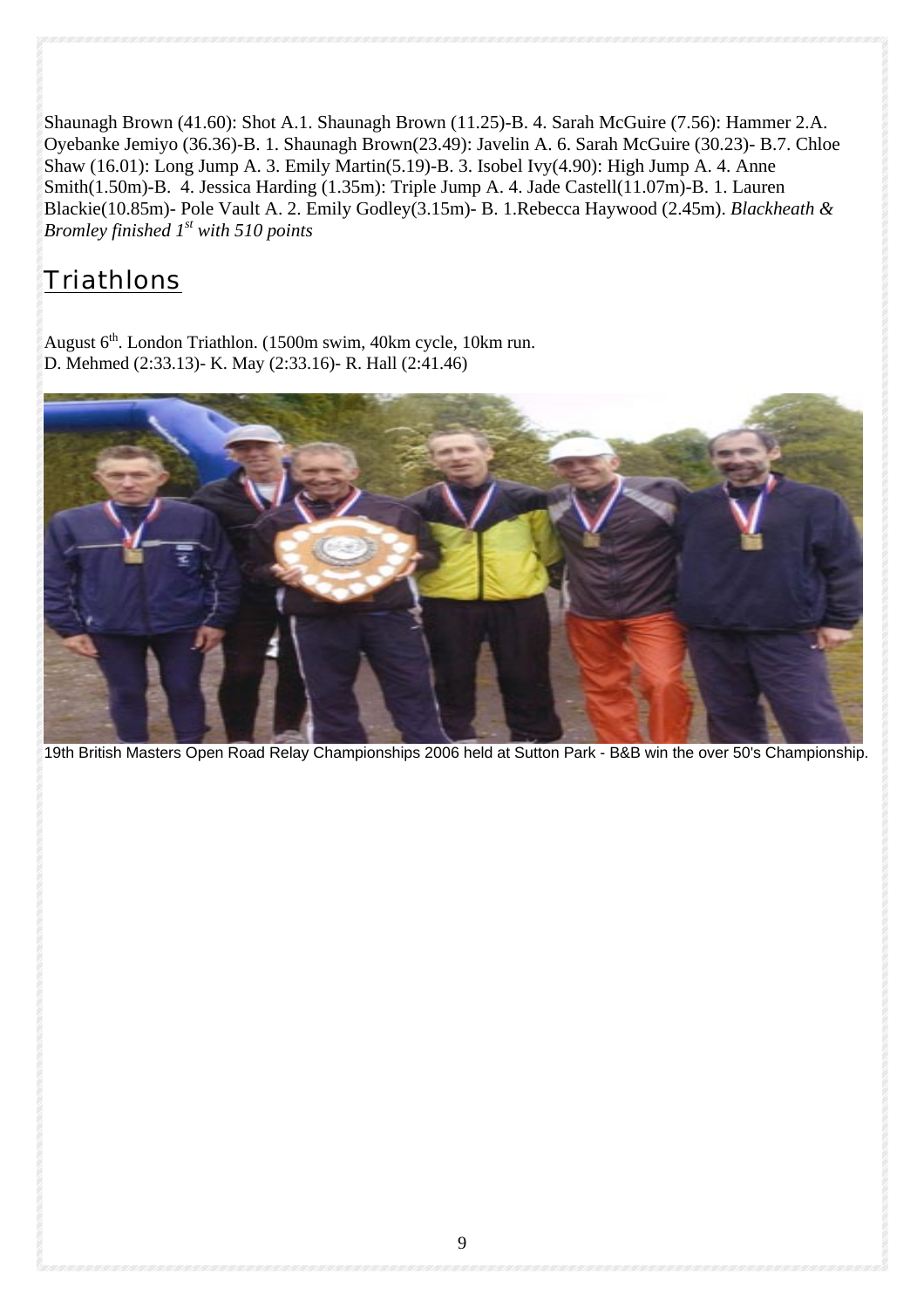Shaunagh Brown (41.60): Shot A.1. Shaunagh Brown (11.25)-B. 4. Sarah McGuire (7.56): Hammer 2.A. Oyebanke Jemiyo (36.36)-B. 1. Shaunagh Brown(23.49): Javelin A. 6. Sarah McGuire (30.23)- B.7. Chloe Shaw (16.01): Long Jump A. 3. Emily Martin(5.19)-B. 3. Isobel Ivy(4.90): High Jump A. 4. Anne Smith(1.50m)-B. 4. Jessica Harding (1.35m): Triple Jump A. 4. Jade Castell(11.07m)-B. 1. Lauren Blackie(10.85m)- Pole Vault A. 2. Emily Godley(3.15m)- B. 1.Rebecca Haywood (2.45m). *Blackheath & Bromley finished 1st with 510 points*

## Triathlons

August 6th. London Triathlon. (1500m swim, 40km cycle, 10km run.
D. Mehmed (2:33.13)- K. May (2:33.16)- R. Hall (2:41.46)

19th British Masters Open Road Relay Championships 2006 held at Sutton Park - B&B win the over 50's Championship.